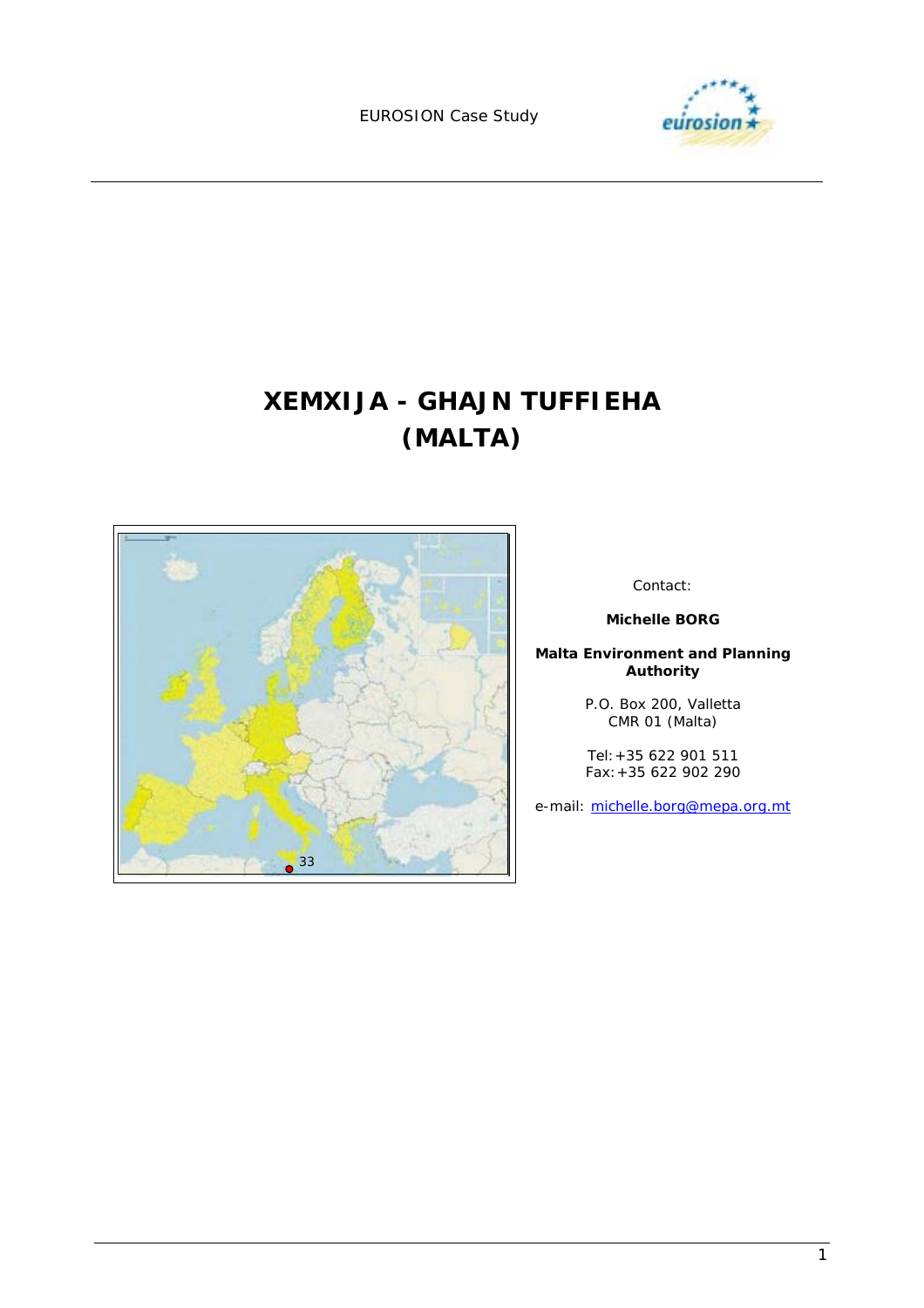EUROSION Case Study

# XEMXIJA - GHAJN TUFFIEHA (MALTA)

Contact:

**Michelle BORG**

**Malta Environment and Planning Authority**

P.O. Box 200, Valletta
CMR 01 (Malta)

Tel: +35 622 901 511
Fax: +35 622 902 290

e-mail: michelle.borg@mepa.org.mt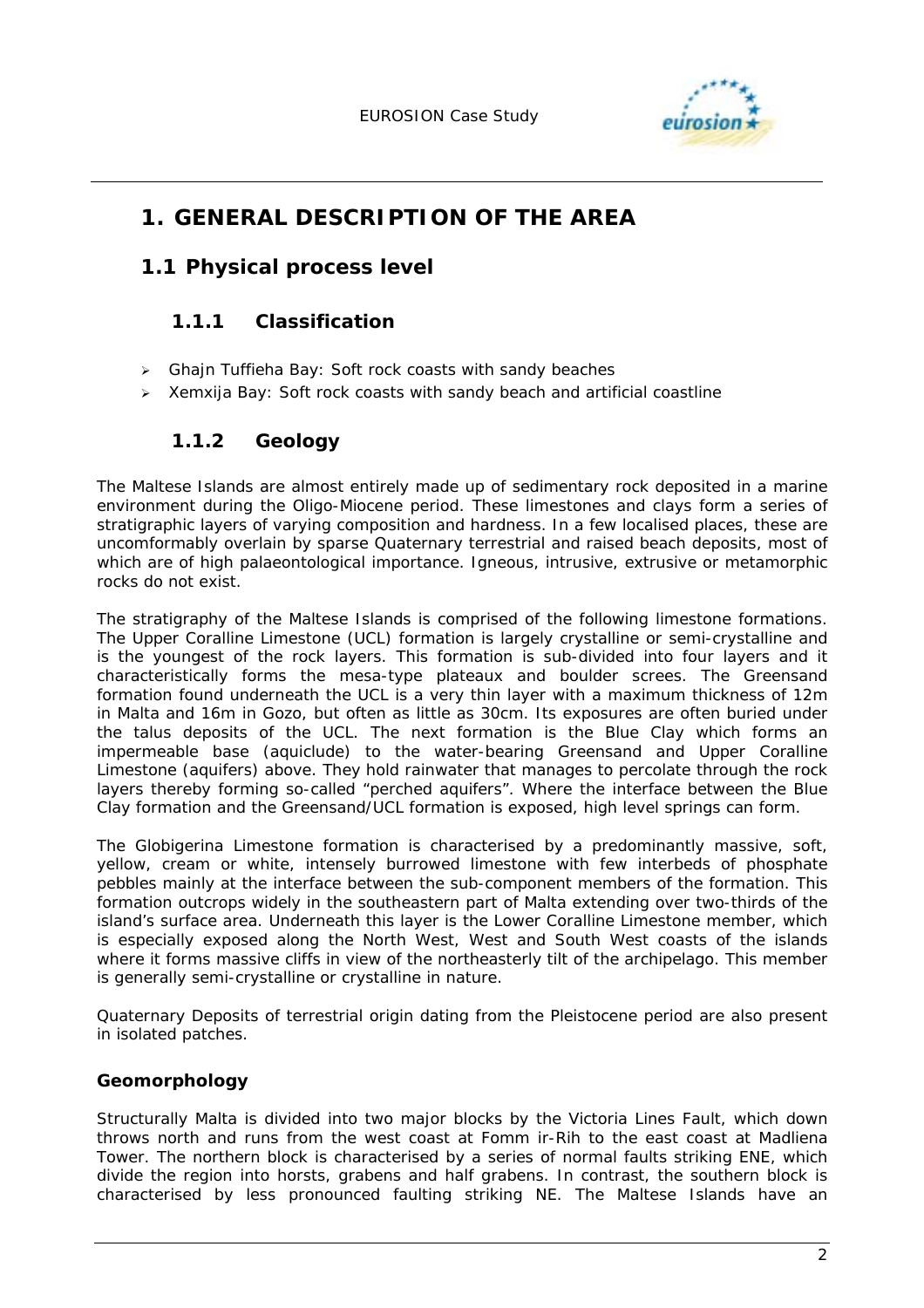# 1. GENERAL DESCRIPTION OF THE AREA

## 1.1 Physical process level

### 1.1.1 Classification

- Ghajn Tuffieha Bay: Soft rock coasts with sandy beaches
- Xemxija Bay: Soft rock coasts with sandy beach and artificial coastline

### 1.1.2 Geology

The Maltese Islands are almost entirely made up of sedimentary rock deposited in a marine environment during the Oligo-Miocene period. These limestones and clays form a series of stratigraphic layers of varying composition and hardness. In a few localised places, these are uncomformably overlain by sparse Quaternary terrestrial and raised beach deposits, most of which are of high palaeontological importance. Igneous, intrusive, extrusive or metamorphic rocks do not exist.

The stratigraphy of the Maltese Islands is comprised of the following limestone formations. The Upper Coralline Limestone (UCL) formation is largely crystalline or semi-crystalline and is the youngest of the rock layers. This formation is sub-divided into four layers and it characteristically forms the mesa-type plateaux and boulder screes. The Greensand formation found underneath the UCL is a very thin layer with a maximum thickness of 12m in Malta and 16m in Gozo, but often as little as 30cm. Its exposures are often buried under the talus deposits of the UCL. The next formation is the Blue Clay which forms an impermeable base (aquiclude) to the water-bearing Greensand and Upper Coralline Limestone (aquifers) above. They hold rainwater that manages to percolate through the rock layers thereby forming so-called "perched aquifers". Where the interface between the Blue Clay formation and the Greensand/UCL formation is exposed, high level springs can form.

The Globigerina Limestone formation is characterised by a predominantly massive, soft, yellow, cream or white, intensely burrowed limestone with few interbeds of phosphate pebbles mainly at the interface between the sub-component members of the formation. This formation outcrops widely in the southeastern part of Malta extending over two-thirds of the island's surface area. Underneath this layer is the Lower Coralline Limestone member, which is especially exposed along the North West, West and South West coasts of the islands where it forms massive cliffs in view of the northeasterly tilt of the archipelago. This member is generally semi-crystalline or crystalline in nature.

Quaternary Deposits of terrestrial origin dating from the Pleistocene period are also present in isolated patches.

#### Geomorphology

Structurally Malta is divided into two major blocks by the Victoria Lines Fault, which down throws north and runs from the west coast at Fomm ir-Rih to the east coast at Madliena Tower. The northern block is characterised by a series of normal faults striking ENE, which divide the region into horsts, grabens and half grabens. In contrast, the southern block is characterised by less pronounced faulting striking NE. The Maltese Islands have an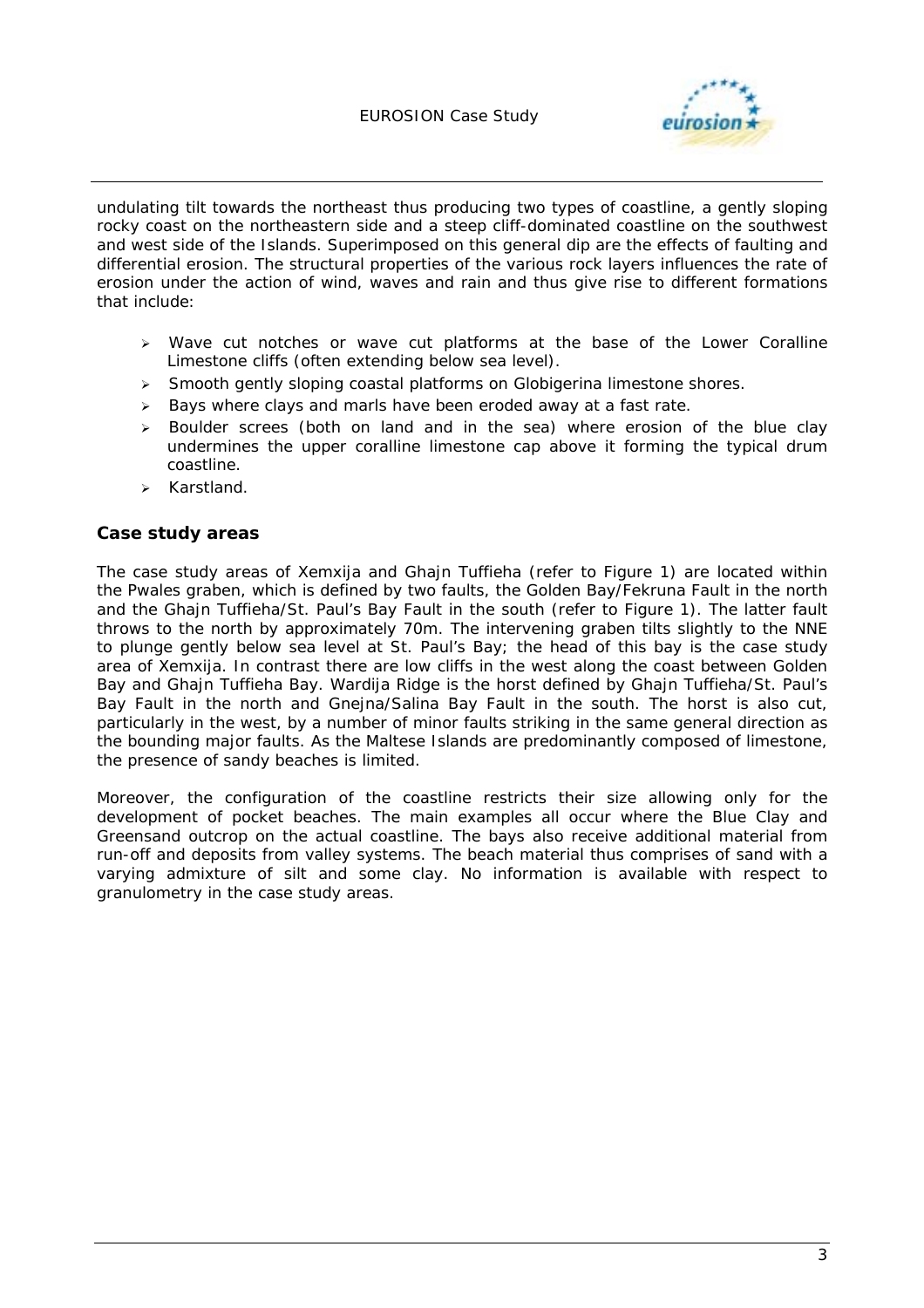undulating tilt towards the northeast thus producing two types of coastline, a gently sloping rocky coast on the northeastern side and a steep cliff-dominated coastline on the southwest and west side of the Islands. Superimposed on this general dip are the effects of faulting and differential erosion. The structural properties of the various rock layers influences the rate of erosion under the action of wind, waves and rain and thus give rise to different formations that include:

- Wave cut notches or wave cut platforms at the base of the Lower Coralline Limestone cliffs (often extending below sea level).
- Smooth gently sloping coastal platforms on Globigerina limestone shores.
- Bays where clays and marls have been eroded away at a fast rate.
- Boulder screes (both on land and in the sea) where erosion of the blue clay undermines the upper coralline limestone cap above it forming the typical drum coastline.
- Karstland.

### Case study areas

The case study areas of Xemxija and Ghajn Tuffieha (refer to Figure 1) are located within the Pwales graben, which is defined by two faults, the Golden Bay/Fekruna Fault in the north and the Ghajn Tuffieha/St. Paul's Bay Fault in the south (refer to Figure 1). The latter fault throws to the north by approximately 70m. The intervening graben tilts slightly to the NNE to plunge gently below sea level at St. Paul's Bay; the head of this bay is the case study area of Xemxija. In contrast there are low cliffs in the west along the coast between Golden Bay and Ghajn Tuffieha Bay. Wardija Ridge is the horst defined by Ghajn Tuffieha/St. Paul's Bay Fault in the north and Gnejna/Salina Bay Fault in the south. The horst is also cut, particularly in the west, by a number of minor faults striking in the same general direction as the bounding major faults. As the Maltese Islands are predominantly composed of limestone, the presence of sandy beaches is limited.

Moreover, the configuration of the coastline restricts their size allowing only for the development of pocket beaches. The main examples all occur where the Blue Clay and Greensand outcrop on the actual coastline. The bays also receive additional material from run-off and deposits from valley systems. The beach material thus comprises of sand with a varying admixture of silt and some clay. No information is available with respect to granulometry in the case study areas.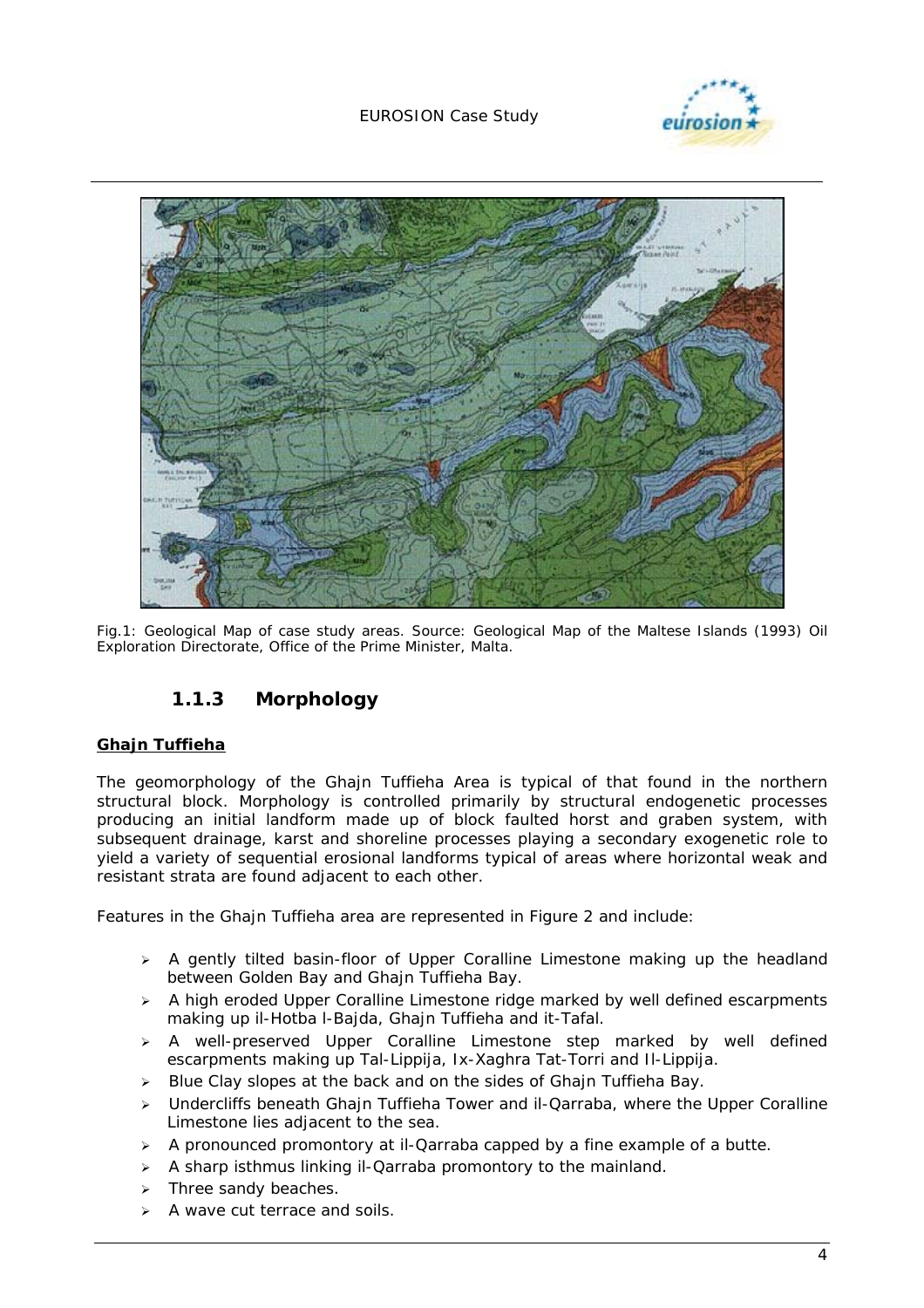Fig.1: Geological Map of case study areas. Source: Geological Map of the Maltese Islands (1993) Oil Exploration Directorate, Office of the Prime Minister, Malta.

### 1.1.3 Morphology

**Ghajn Tuffieha**

The geomorphology of the Ghajn Tuffieha Area is typical of that found in the northern structural block. Morphology is controlled primarily by structural endogenetic processes producing an initial landform made up of block faulted horst and graben system, with subsequent drainage, karst and shoreline processes playing a secondary exogenetic role to yield a variety of sequential erosional landforms typical of areas where horizontal weak and resistant strata are found adjacent to each other.

Features in the Ghajn Tuffieha area are represented in Figure 2 and include:

- A gently tilted basin-floor of Upper Coralline Limestone making up the headland between Golden Bay and Ghajn Tuffieha Bay.
- A high eroded Upper Coralline Limestone ridge marked by well defined escarpments making up il-Hotba l-Bajda, Ghajn Tuffieha and it-Tafal.
- A well-preserved Upper Coralline Limestone step marked by well defined escarpments making up Tal-Lippija, Ix-Xaghra Tat-Torri and Il-Lippija.
- Blue Clay slopes at the back and on the sides of Ghajn Tuffieha Bay.
- Undercliffs beneath Ghajn Tuffieha Tower and il-Qarraba, where the Upper Coralline Limestone lies adjacent to the sea.
- A pronounced promontory at il-Qarraba capped by a fine example of a butte.
- A sharp isthmus linking il-Qarraba promontory to the mainland.
- Three sandy beaches.
- A wave cut terrace and soils.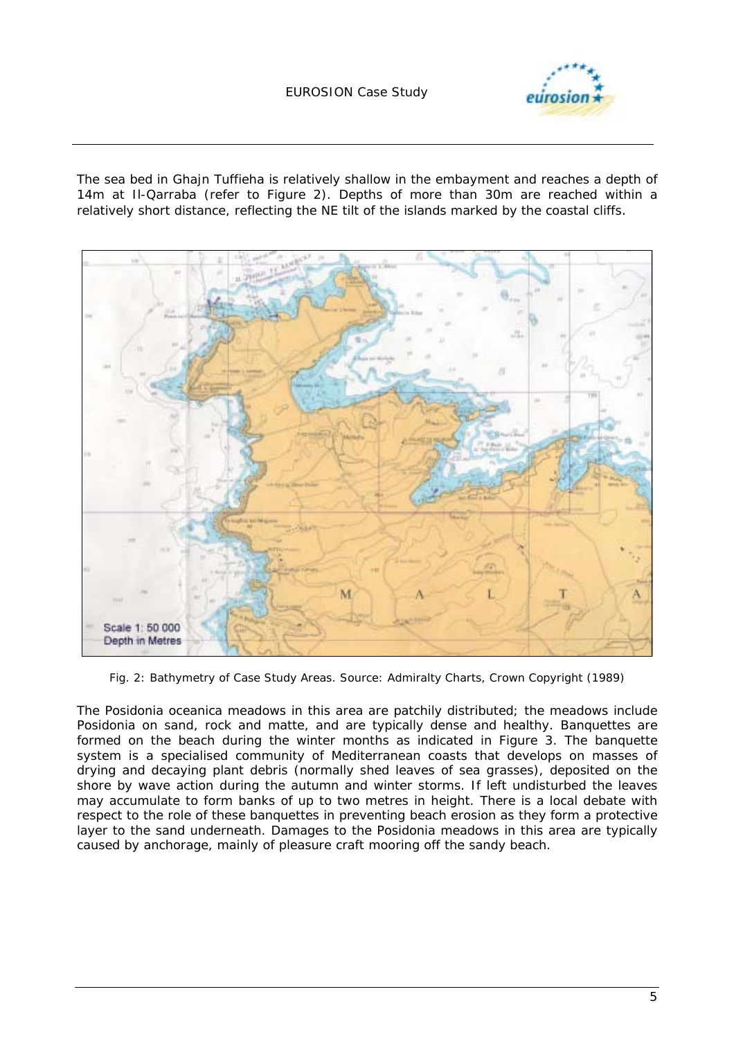The sea bed in Ghajn Tuffieha is relatively shallow in the embayment and reaches a depth of 14m at Il-Qarraba (refer to Figure 2). Depths of more than 30m are reached within a relatively short distance, reflecting the NE tilt of the islands marked by the coastal cliffs.

Fig. 2: Bathymetry of Case Study Areas. Source: Admiralty Charts, Crown Copyright (1989)

The Posidonia oceanica meadows in this area are patchily distributed; the meadows include Posidonia on sand, rock and matte, and are typically dense and healthy. Banquettes are formed on the beach during the winter months as indicated in Figure 3. The banquette system is a specialised community of Mediterranean coasts that develops on masses of drying and decaying plant debris (normally shed leaves of sea grasses), deposited on the shore by wave action during the autumn and winter storms. If left undisturbed the leaves may accumulate to form banks of up to two metres in height. There is a local debate with respect to the role of these banquettes in preventing beach erosion as they form a protective layer to the sand underneath. Damages to the Posidonia meadows in this area are typically caused by anchorage, mainly of pleasure craft mooring off the sandy beach.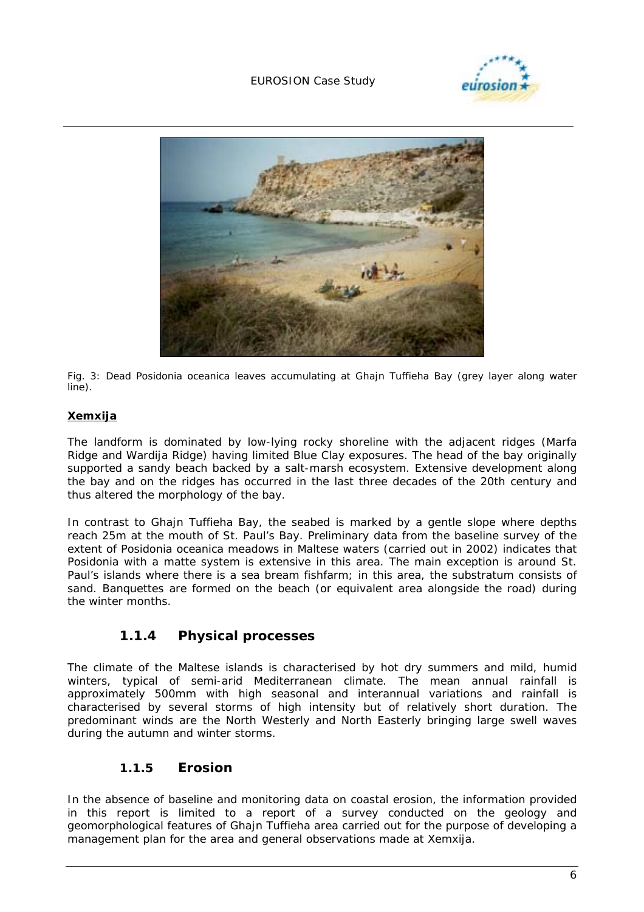Fig. 3: Dead Posidonia oceanica leaves accumulating at Ghajn Tuffieha Bay (grey layer along water line).

**Xemxija**

The landform is dominated by low-lying rocky shoreline with the adjacent ridges (Marfa Ridge and Wardija Ridge) having limited Blue Clay exposures. The head of the bay originally supported a sandy beach backed by a salt-marsh ecosystem. Extensive development along the bay and on the ridges has occurred in the last three decades of the 20th century and thus altered the morphology of the bay.

In contrast to Ghajn Tuffieha Bay, the seabed is marked by a gentle slope where depths reach 25m at the mouth of St. Paul's Bay. Preliminary data from the baseline survey of the extent of Posidonia oceanica meadows in Maltese waters (carried out in 2002) indicates that Posidonia with a matte system is extensive in this area. The main exception is around St. Paul's islands where there is a sea bream fishfarm; in this area, the substratum consists of sand. Banquettes are formed on the beach (or equivalent area alongside the road) during the winter months.

### 1.1.4 Physical processes

The climate of the Maltese islands is characterised by hot dry summers and mild, humid winters, typical of semi-arid Mediterranean climate. The mean annual rainfall is approximately 500mm with high seasonal and interannual variations and rainfall is characterised by several storms of high intensity but of relatively short duration. The predominant winds are the North Westerly and North Easterly bringing large swell waves during the autumn and winter storms.

### 1.1.5 Erosion

In the absence of baseline and monitoring data on coastal erosion, the information provided in this report is limited to a report of a survey conducted on the geology and geomorphological features of Ghajn Tuffieha area carried out for the purpose of developing a management plan for the area and general observations made at Xemxija.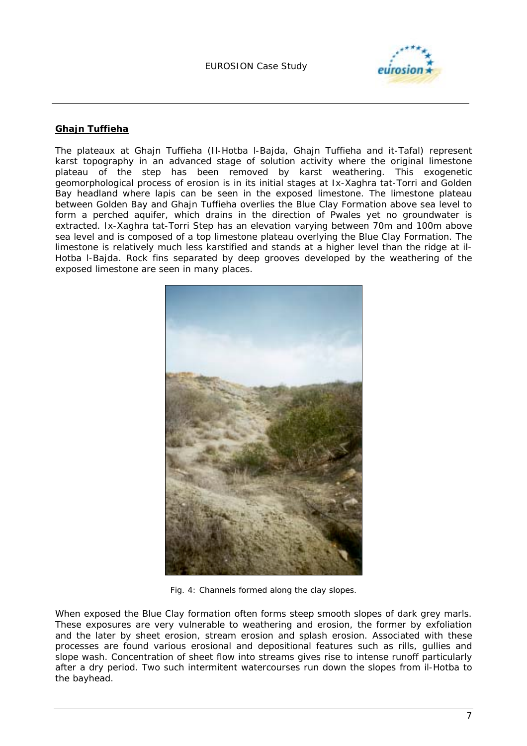## **Ghajn Tuffieha**

The plateaux at Ghajn Tuffieha (Il-Hotba l-Bajda, Ghajn Tuffieha and it-Tafal) represent karst topography in an advanced stage of solution activity where the original limestone plateau of the step has been removed by karst weathering. This exogenetic geomorphological process of erosion is in its initial stages at Ix-Xaghra tat-Torri and Golden Bay headland where lapis can be seen in the exposed limestone. The limestone plateau between Golden Bay and Ghajn Tuffieha overlies the Blue Clay Formation above sea level to form a perched aquifer, which drains in the direction of Pwales yet no groundwater is extracted. Ix-Xaghra tat-Torri Step has an elevation varying between 70m and 100m above sea level and is composed of a top limestone plateau overlying the Blue Clay Formation. The limestone is relatively much less karstified and stands at a higher level than the ridge at il-Hotba l-Bajda. Rock fins separated by deep grooves developed by the weathering of the exposed limestone are seen in many places.

Fig. 4: Channels formed along the clay slopes.

When exposed the Blue Clay formation often forms steep smooth slopes of dark grey marls. These exposures are very vulnerable to weathering and erosion, the former by exfoliation and the later by sheet erosion, stream erosion and splash erosion. Associated with these processes are found various erosional and depositional features such as rills, gullies and slope wash. Concentration of sheet flow into streams gives rise to intense runoff particularly after a dry period. Two such intermitent watercourses run down the slopes from il-Hotba to the bayhead.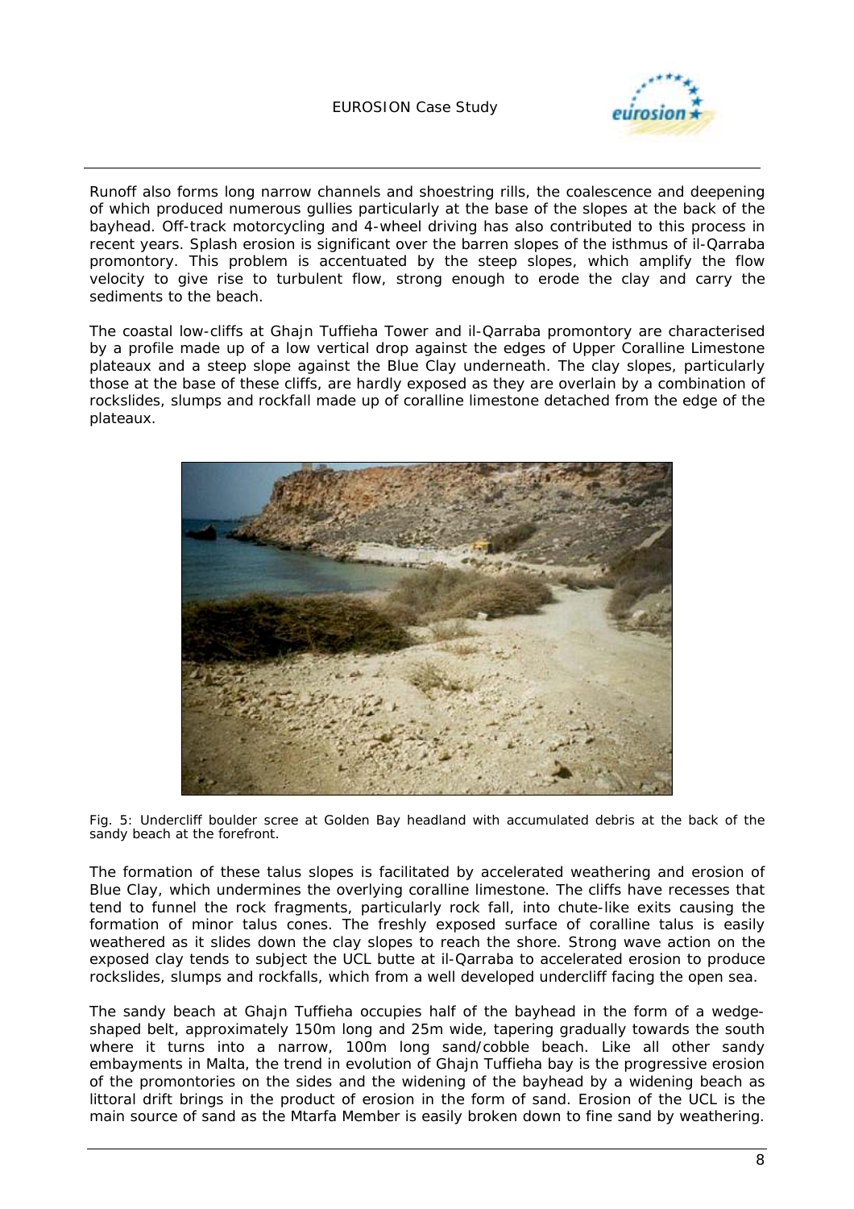Runoff also forms long narrow channels and shoestring rills, the coalescence and deepening of which produced numerous gullies particularly at the base of the slopes at the back of the bayhead. Off-track motorcycling and 4-wheel driving has also contributed to this process in recent years. Splash erosion is significant over the barren slopes of the isthmus of il-Qarraba promontory. This problem is accentuated by the steep slopes, which amplify the flow velocity to give rise to turbulent flow, strong enough to erode the clay and carry the sediments to the beach.

The coastal low-cliffs at Ghajn Tuffieha Tower and il-Qarraba promontory are characterised by a profile made up of a low vertical drop against the edges of Upper Coralline Limestone plateaux and a steep slope against the Blue Clay underneath. The clay slopes, particularly those at the base of these cliffs, are hardly exposed as they are overlain by a combination of rockslides, slumps and rockfall made up of coralline limestone detached from the edge of the plateaux.

Fig. 5: Undercliff boulder scree at Golden Bay headland with accumulated debris at the back of the sandy beach at the forefront.

The formation of these talus slopes is facilitated by accelerated weathering and erosion of Blue Clay, which undermines the overlying coralline limestone. The cliffs have recesses that tend to funnel the rock fragments, particularly rock fall, into chute-like exits causing the formation of minor talus cones. The freshly exposed surface of coralline talus is easily weathered as it slides down the clay slopes to reach the shore. Strong wave action on the exposed clay tends to subject the UCL butte at il-Qarraba to accelerated erosion to produce rockslides, slumps and rockfalls, which from a well developed undercliff facing the open sea.

The sandy beach at Ghajn Tuffieha occupies half of the bayhead in the form of a wedge-shaped belt, approximately 150m long and 25m wide, tapering gradually towards the south where it turns into a narrow, 100m long sand/cobble beach. Like all other sandy embayments in Malta, the trend in evolution of Ghajn Tuffieha bay is the progressive erosion of the promontories on the sides and the widening of the bayhead by a widening beach as littoral drift brings in the product of erosion in the form of sand. Erosion of the UCL is the main source of sand as the Mtarfa Member is easily broken down to fine sand by weathering.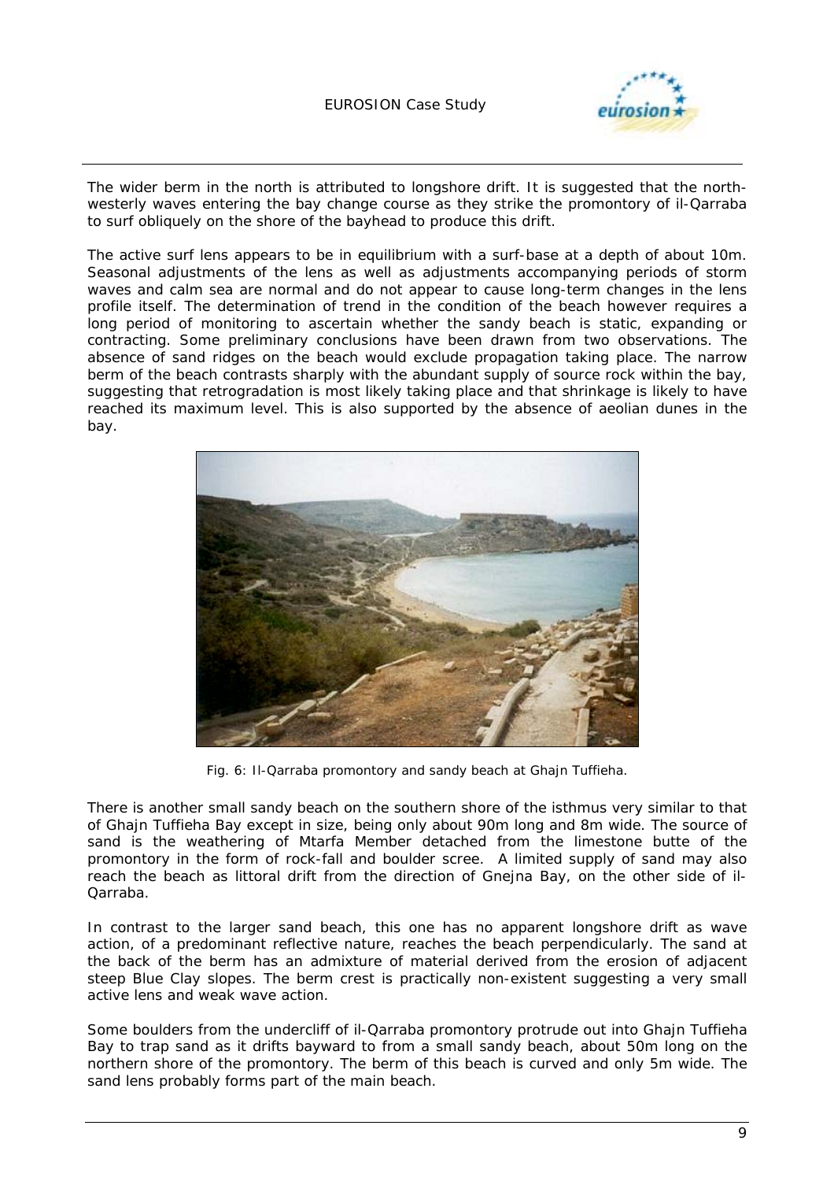The wider berm in the north is attributed to longshore drift. It is suggested that the north-westerly waves entering the bay change course as they strike the promontory of il-Qarraba to surf obliquely on the shore of the bayhead to produce this drift.

The active surf lens appears to be in equilibrium with a surf-base at a depth of about 10m. Seasonal adjustments of the lens as well as adjustments accompanying periods of storm waves and calm sea are normal and do not appear to cause long-term changes in the lens profile itself. The determination of trend in the condition of the beach however requires a long period of monitoring to ascertain whether the sandy beach is static, expanding or contracting. Some preliminary conclusions have been drawn from two observations. The absence of sand ridges on the beach would exclude propagation taking place. The narrow berm of the beach contrasts sharply with the abundant supply of source rock within the bay, suggesting that retrogradation is most likely taking place and that shrinkage is likely to have reached its maximum level. This is also supported by the absence of aeolian dunes in the bay.

*Fig. 6: Il-Qarraba promontory and sandy beach at Ghajn Tuffieha.*

There is another small sandy beach on the southern shore of the isthmus very similar to that of Ghajn Tuffieha Bay except in size, being only about 90m long and 8m wide. The source of sand is the weathering of Mtarfa Member detached from the limestone butte of the promontory in the form of rock-fall and boulder scree. A limited supply of sand may also reach the beach as littoral drift from the direction of Gnejna Bay, on the other side of il-Qarraba.

In contrast to the larger sand beach, this one has no apparent longshore drift as wave action, of a predominant reflective nature, reaches the beach perpendicularly. The sand at the back of the berm has an admixture of material derived from the erosion of adjacent steep Blue Clay slopes. The berm crest is practically non-existent suggesting a very small active lens and weak wave action.

Some boulders from the undercliff of il-Qarraba promontory protrude out into Ghajn Tuffieha Bay to trap sand as it drifts bayward to from a small sandy beach, about 50m long on the northern shore of the promontory. The berm of this beach is curved and only 5m wide. The sand lens probably forms part of the main beach.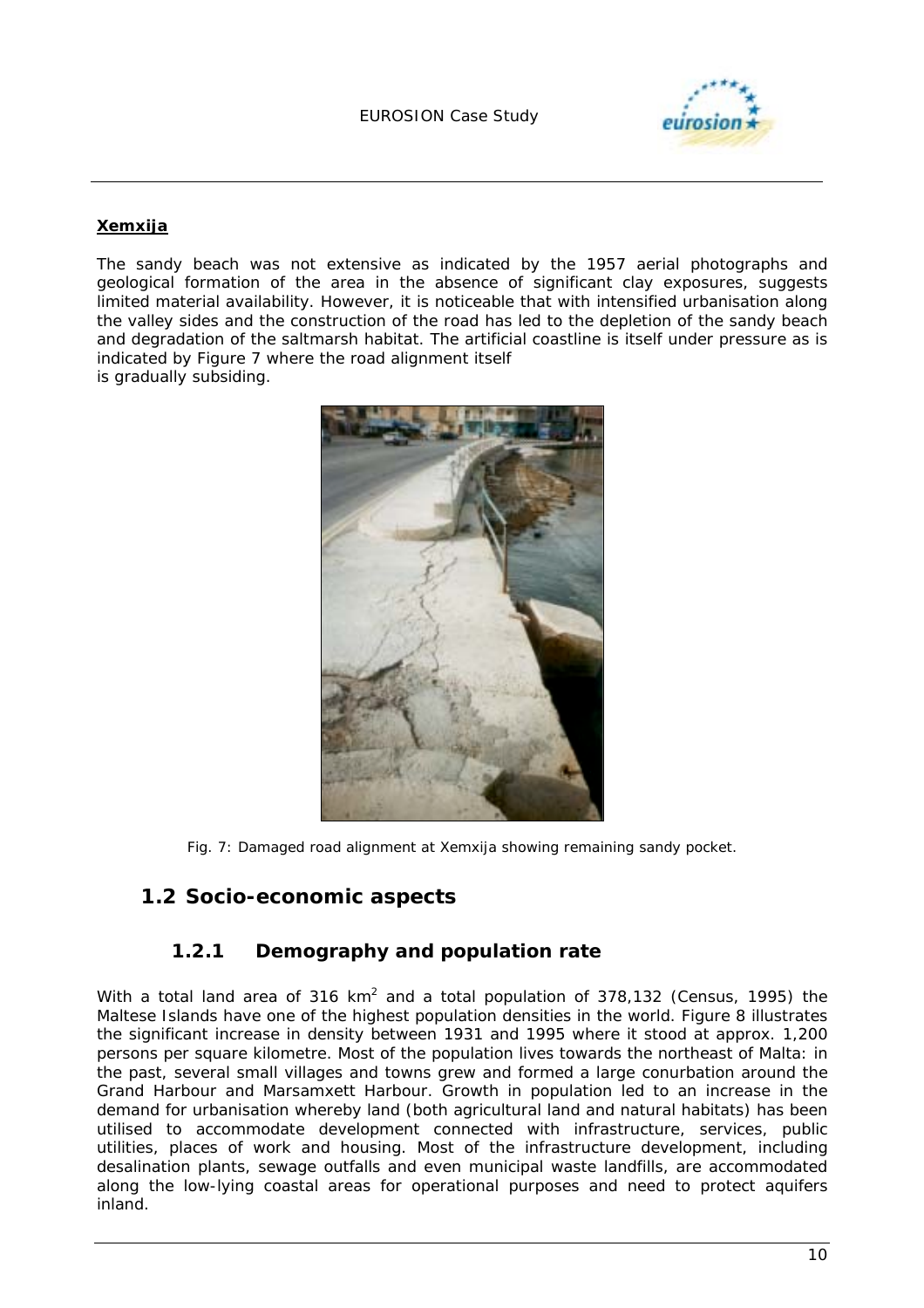**Xemxija**

The sandy beach was not extensive as indicated by the 1957 aerial photographs and geological formation of the area in the absence of significant clay exposures, suggests limited material availability. However, it is noticeable that with intensified urbanisation along the valley sides and the construction of the road has led to the depletion of the sandy beach and degradation of the saltmarsh habitat. The artificial coastline is itself under pressure as is indicated by Figure 7 where the road alignment itself is gradually subsiding.

Fig. 7: Damaged road alignment at Xemxija showing remaining sandy pocket.

## 1.2 Socio-economic aspects

### 1.2.1 Demography and population rate

With a total land area of 316 km$^2$ and a total population of 378,132 (Census, 1995) the Maltese Islands have one of the highest population densities in the world. Figure 8 illustrates the significant increase in density between 1931 and 1995 where it stood at approx. 1,200 persons per square kilometre. Most of the population lives towards the northeast of Malta: in the past, several small villages and towns grew and formed a large conurbation around the Grand Harbour and Marsamxett Harbour. Growth in population led to an increase in the demand for urbanisation whereby land (both agricultural land and natural habitats) has been utilised to accommodate development connected with infrastructure, services, public utilities, places of work and housing. Most of the infrastructure development, including desalination plants, sewage outfalls and even municipal waste landfills, are accommodated along the low-lying coastal areas for operational purposes and need to protect aquifers inland.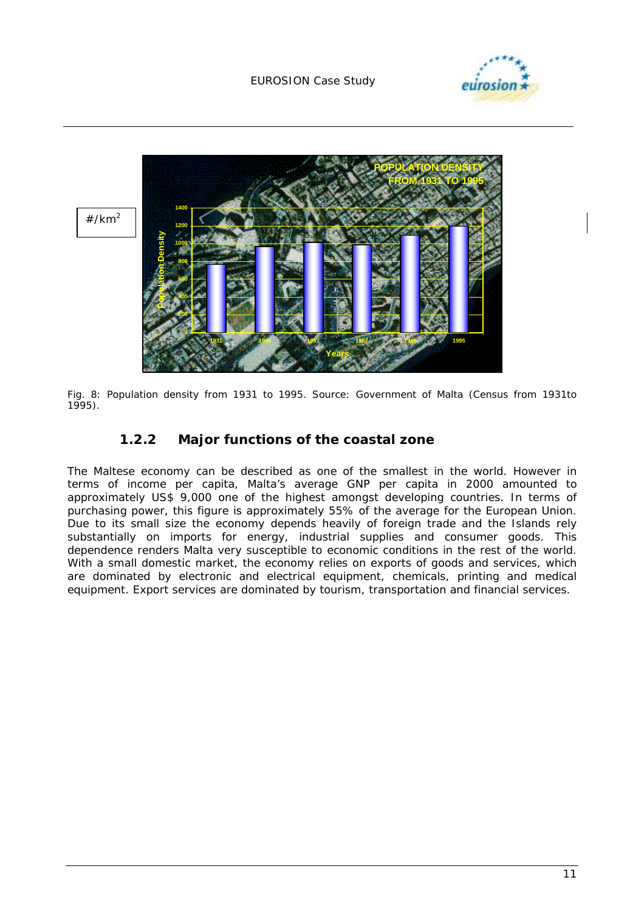Fig. 8: Population density from 1931 to 1995. Source: Government of Malta (Census from 1931to 1995).

### 1.2.2 Major functions of the coastal zone

The Maltese economy can be described as one of the smallest in the world. However in terms of income per capita, Malta's average GNP per capita in 2000 amounted to approximately US$ 9,000 one of the highest amongst developing countries. In terms of purchasing power, this figure is approximately 55% of the average for the European Union. Due to its small size the economy depends heavily of foreign trade and the Islands rely substantially on imports for energy, industrial supplies and consumer goods. This dependence renders Malta very susceptible to economic conditions in the rest of the world. With a small domestic market, the economy relies on exports of goods and services, which are dominated by electronic and electrical equipment, chemicals, printing and medical equipment. Export services are dominated by tourism, transportation and financial services.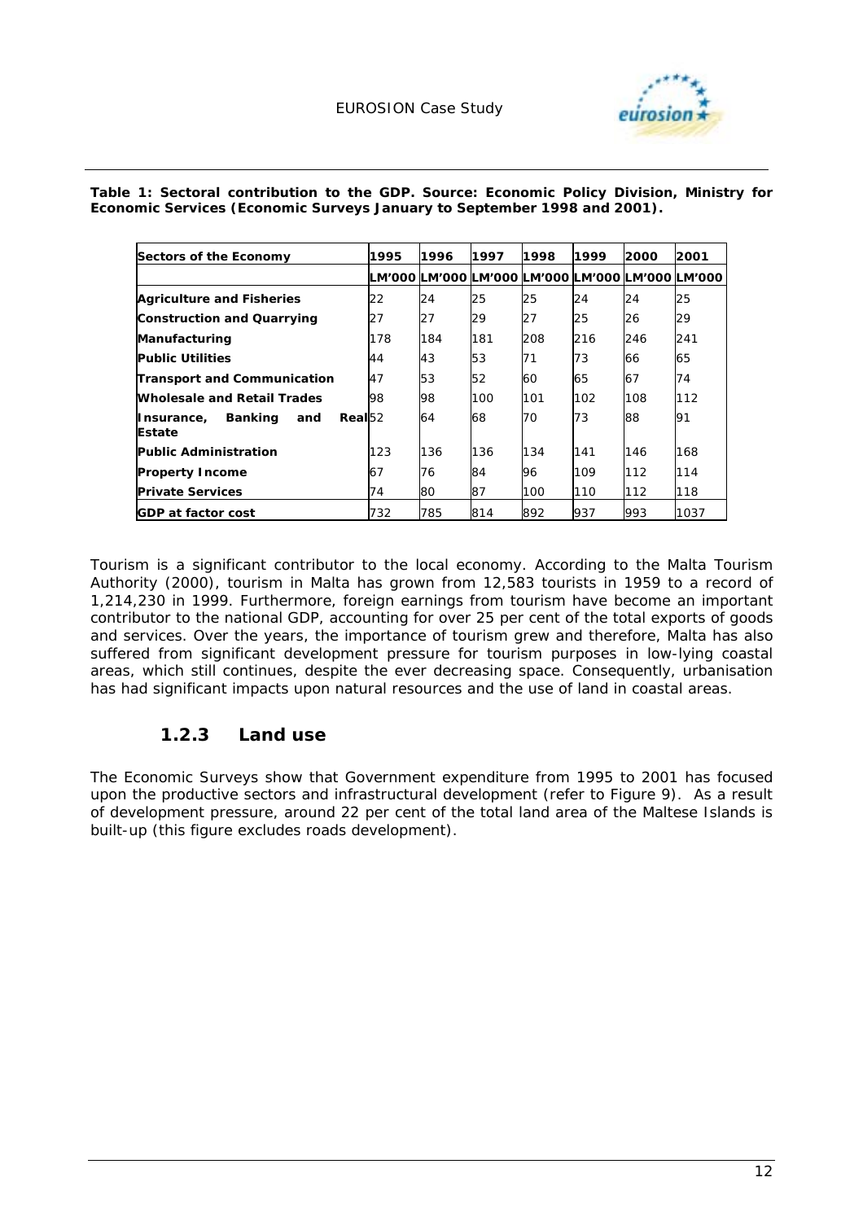**Table 1: Sectoral contribution to the GDP. Source: Economic Policy Division, Ministry for Economic Services (Economic Surveys January to September 1998 and 2001).**

| Sectors of the Economy | 1995 | 1996 | 1997 | 1998 | 1999 | 2000 | 2001 |
|---|---|---|---|---|---|---|---|
| | LM'000 | LM'000 | LM'000 | LM'000 | LM'000 | LM'000 | LM'000 |
| **Agriculture and Fisheries** | 22 | 24 | 25 | 25 | 24 | 24 | 25 |
| **Construction and Quarrying** | 27 | 27 | 29 | 27 | 25 | 26 | 29 |
| **Manufacturing** | 178 | 184 | 181 | 208 | 216 | 246 | 241 |
| **Public Utilities** | 44 | 43 | 53 | 71 | 73 | 66 | 65 |
| **Transport and Communication** | 47 | 53 | 52 | 60 | 65 | 67 | 74 |
| **Wholesale and Retail Trades** | 98 | 98 | 100 | 101 | 102 | 108 | 112 |
| **Insurance, Banking and Real Estate** | 52 | 64 | 68 | 70 | 73 | 88 | 91 |
| **Public Administration** | 123 | 136 | 136 | 134 | 141 | 146 | 168 |
| **Property Income** | 67 | 76 | 84 | 96 | 109 | 112 | 114 |
| **Private Services** | 74 | 80 | 87 | 100 | 110 | 112 | 118 |
| **GDP at factor cost** | 732 | 785 | 814 | 892 | 937 | 993 | 1037 |

Tourism is a significant contributor to the local economy. According to the Malta Tourism Authority (2000), tourism in Malta has grown from 12,583 tourists in 1959 to a record of 1,214,230 in 1999. Furthermore, foreign earnings from tourism have become an important contributor to the national GDP, accounting for over 25 per cent of the total exports of goods and services. Over the years, the importance of tourism grew and therefore, Malta has also suffered from significant development pressure for tourism purposes in low-lying coastal areas, which still continues, despite the ever decreasing space. Consequently, urbanisation has had significant impacts upon natural resources and the use of land in coastal areas.

### 1.2.3 Land use

The Economic Surveys show that Government expenditure from 1995 to 2001 has focused upon the productive sectors and infrastructural development (refer to Figure 9). As a result of development pressure, around 22 per cent of the total land area of the Maltese Islands is built-up (this figure excludes roads development).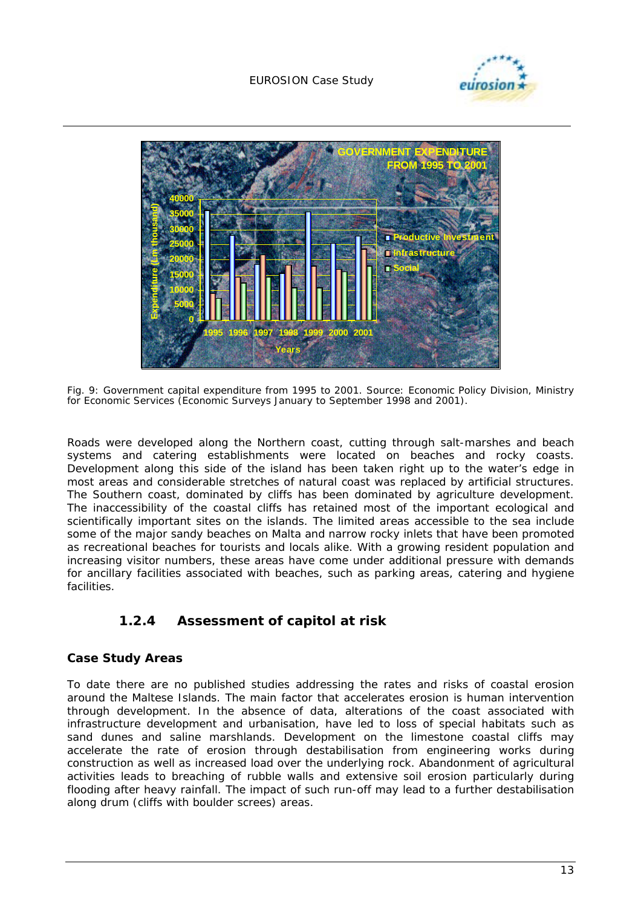Fig. 9: Government capital expenditure from 1995 to 2001. Source: Economic Policy Division, Ministry for Economic Services (Economic Surveys January to September 1998 and 2001).

Roads were developed along the Northern coast, cutting through salt-marshes and beach systems and catering establishments were located on beaches and rocky coasts. Development along this side of the island has been taken right up to the water's edge in most areas and considerable stretches of natural coast was replaced by artificial structures. The Southern coast, dominated by cliffs has been dominated by agriculture development. The inaccessibility of the coastal cliffs has retained most of the important ecological and scientifically important sites on the islands. The limited areas accessible to the sea include some of the major sandy beaches on Malta and narrow rocky inlets that have been promoted as recreational beaches for tourists and locals alike. With a growing resident population and increasing visitor numbers, these areas have come under additional pressure with demands for ancillary facilities associated with beaches, such as parking areas, catering and hygiene facilities.

### 1.2.4 Assessment of capitol at risk

**Case Study Areas**

To date there are no published studies addressing the rates and risks of coastal erosion around the Maltese Islands. The main factor that accelerates erosion is human intervention through development. In the absence of data, alterations of the coast associated with infrastructure development and urbanisation, have led to loss of special habitats such as sand dunes and saline marshlands. Development on the limestone coastal cliffs may accelerate the rate of erosion through destabilisation from engineering works during construction as well as increased load over the underlying rock. Abandonment of agricultural activities leads to breaching of rubble walls and extensive soil erosion particularly during flooding after heavy rainfall. The impact of such run-off may lead to a further destabilisation along drum (cliffs with boulder screes) areas.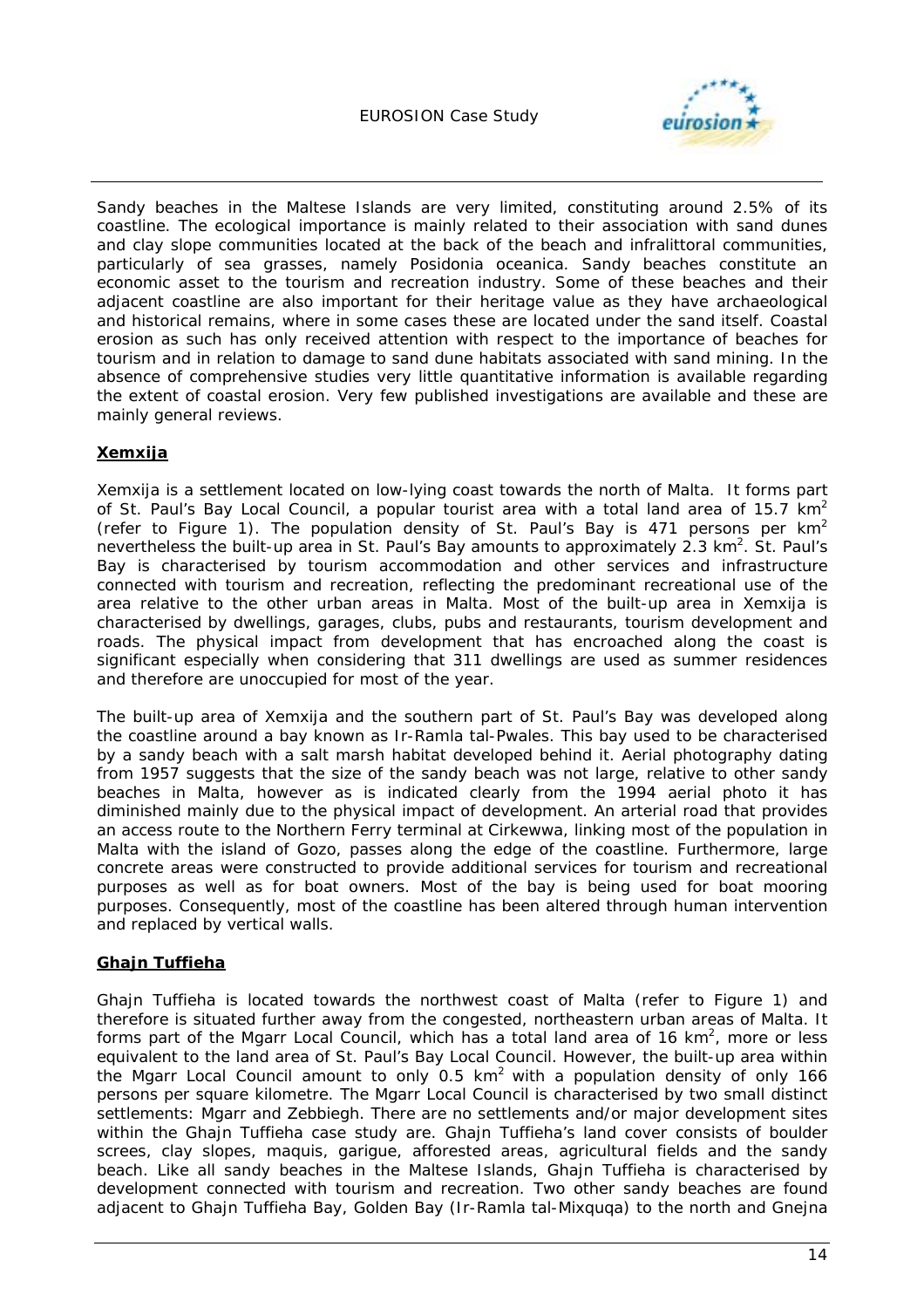Sandy beaches in the Maltese Islands are very limited, constituting around 2.5% of its coastline. The ecological importance is mainly related to their association with sand dunes and clay slope communities located at the back of the beach and infralittoral communities, particularly of sea grasses, namely *Posidonia oceanica*. Sandy beaches constitute an economic asset to the tourism and recreation industry. Some of these beaches and their adjacent coastline are also important for their heritage value as they have archaeological and historical remains, where in some cases these are located under the sand itself. Coastal erosion as such has only received attention with respect to the importance of beaches for tourism and in relation to damage to sand dune habitats associated with sand mining. In the absence of comprehensive studies very little quantitative information is available regarding the extent of coastal erosion. Very few published investigations are available and these are mainly general reviews.

## Xemxija

Xemxija is a settlement located on low-lying coast towards the north of Malta. It forms part of St. Paul's Bay Local Council, a popular tourist area with a total land area of 15.7 km$^2$ (refer to Figure 1). The population density of St. Paul's Bay is 471 persons per km$^2$ nevertheless the built-up area in St. Paul's Bay amounts to approximately 2.3 km$^2$. St. Paul's Bay is characterised by tourism accommodation and other services and infrastructure connected with tourism and recreation, reflecting the predominant recreational use of the area relative to the other urban areas in Malta. Most of the built-up area in Xemxija is characterised by dwellings, garages, clubs, pubs and restaurants, tourism development and roads. The physical impact from development that has encroached along the coast is significant especially when considering that 311 dwellings are used as summer residences and therefore are unoccupied for most of the year.

The built-up area of Xemxija and the southern part of St. Paul's Bay was developed along the coastline around a bay known as *Ir-Ramla tal-Pwales*. This bay used to be characterised by a sandy beach with a salt marsh habitat developed behind it. Aerial photography dating from 1957 suggests that the size of the sandy beach was not large, relative to other sandy beaches in Malta, however as is indicated clearly from the 1994 aerial photo it has diminished mainly due to the physical impact of development. An arterial road that provides an access route to the Northern Ferry terminal at Cirkewwa, linking most of the population in Malta with the island of Gozo, passes along the edge of the coastline. Furthermore, large concrete areas were constructed to provide additional services for tourism and recreational purposes as well as for boat owners. Most of the bay is being used for boat mooring purposes. Consequently, most of the coastline has been altered through human intervention and replaced by vertical walls.

## Ghajn Tuffieha

Ghajn Tuffieha is located towards the northwest coast of Malta (refer to Figure 1) and therefore is situated further away from the congested, northeastern urban areas of Malta. It forms part of the Mgarr Local Council, which has a total land area of 16 km$^2$, more or less equivalent to the land area of St. Paul's Bay Local Council. However, the built-up area within the Mgarr Local Council amount to only 0.5 km$^2$ with a population density of only 166 persons per square kilometre. The Mgarr Local Council is characterised by two small distinct settlements: Mgarr and Zebbiegh. There are no settlements and/or major development sites within the Ghajn Tuffieha case study are. Ghajn Tuffieha's land cover consists of boulder screes, clay slopes, maquis, garigue, afforested areas, agricultural fields and the sandy beach. Like all sandy beaches in the Maltese Islands, Ghajn Tuffieha is characterised by development connected with tourism and recreation. Two other sandy beaches are found adjacent to Ghajn Tuffieha Bay, Golden Bay (*Ir-Ramla tal-Mixquqa*) to the north and Gnejna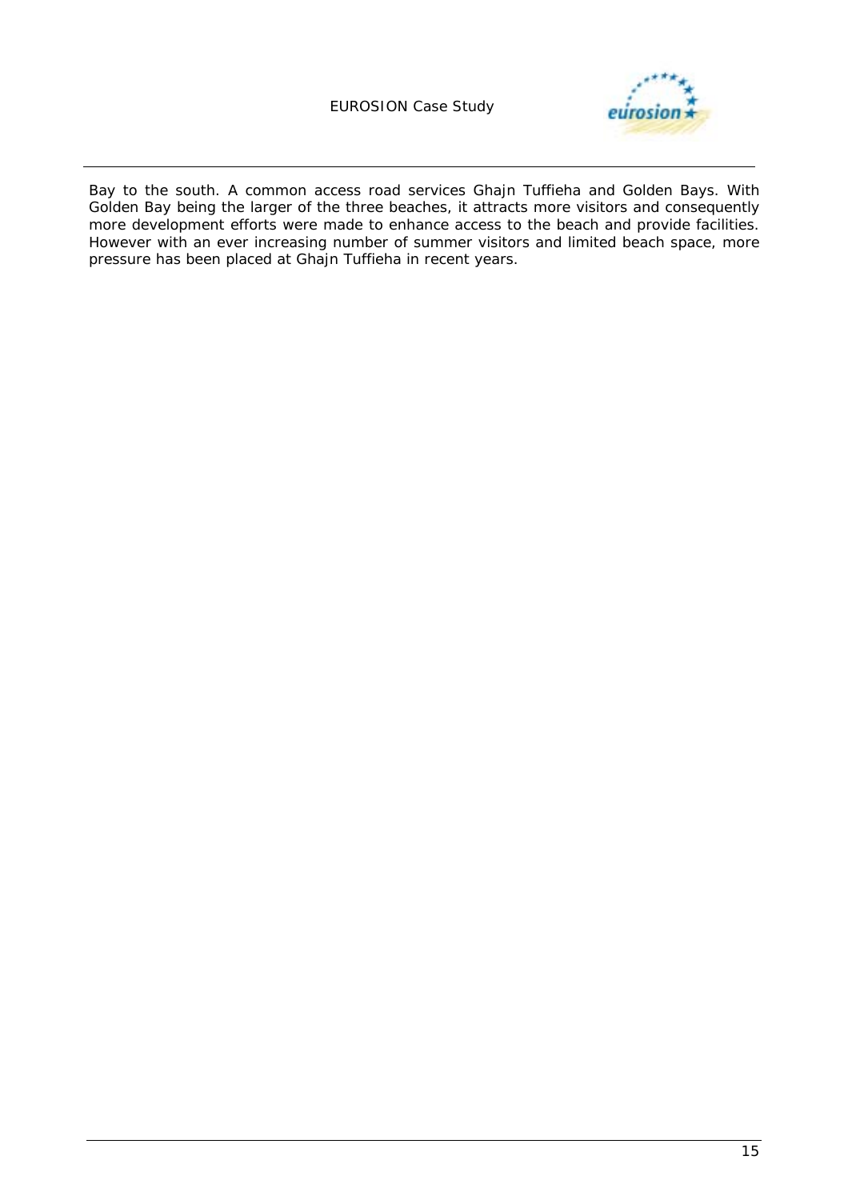Bay to the south. A common access road services Ghajn Tuffieha and Golden Bays. With Golden Bay being the larger of the three beaches, it attracts more visitors and consequently more development efforts were made to enhance access to the beach and provide facilities. However with an ever increasing number of summer visitors and limited beach space, more pressure has been placed at Ghajn Tuffieha in recent years.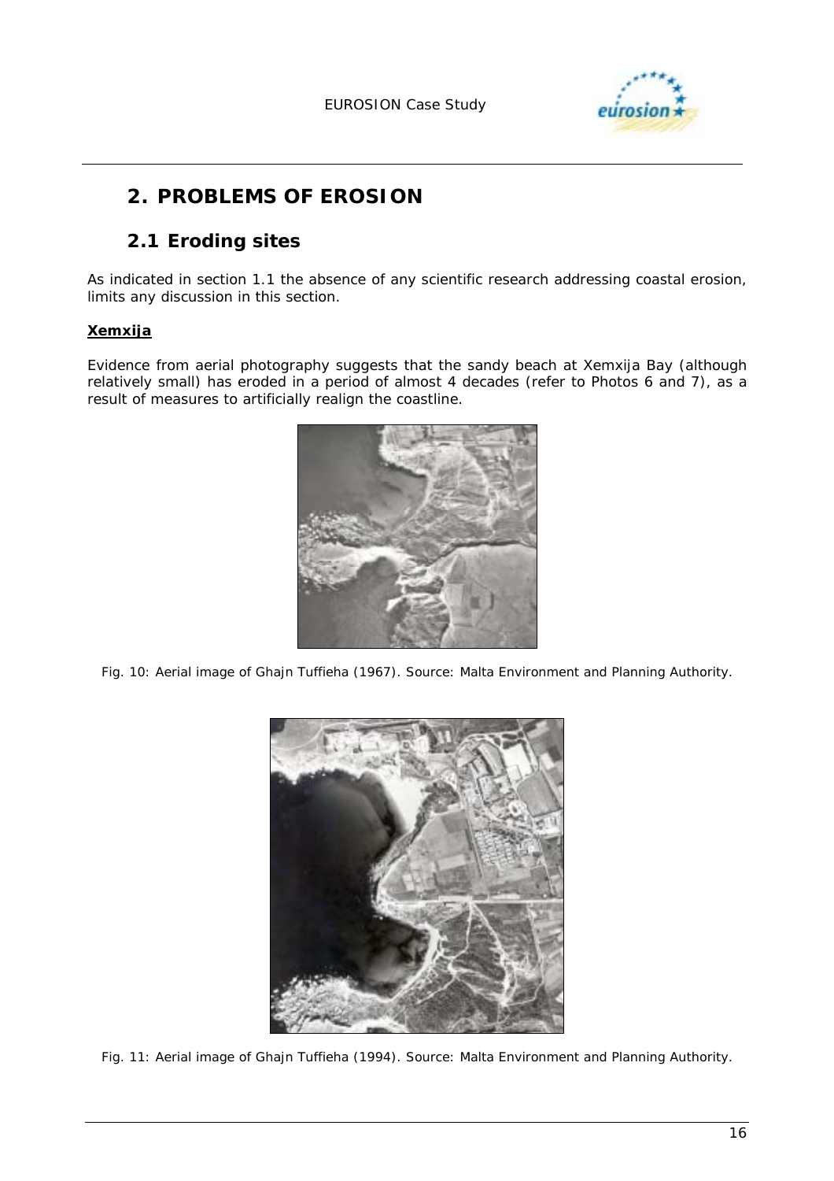# 2. PROBLEMS OF EROSION

## 2.1 Eroding sites

As indicated in section 1.1 the absence of any scientific research addressing coastal erosion, limits any discussion in this section.

**Xemxija**

Evidence from aerial photography suggests that the sandy beach at Xemxija Bay (although relatively small) has eroded in a period of almost 4 decades (refer to Photos 6 and 7), as a result of measures to artificially realign the coastline.

*Fig. 10: Aerial image of Ghajn Tuffieha (1967). Source: Malta Environment and Planning Authority.*

*Fig. 11: Aerial image of Ghajn Tuffieha (1994). Source: Malta Environment and Planning Authority.*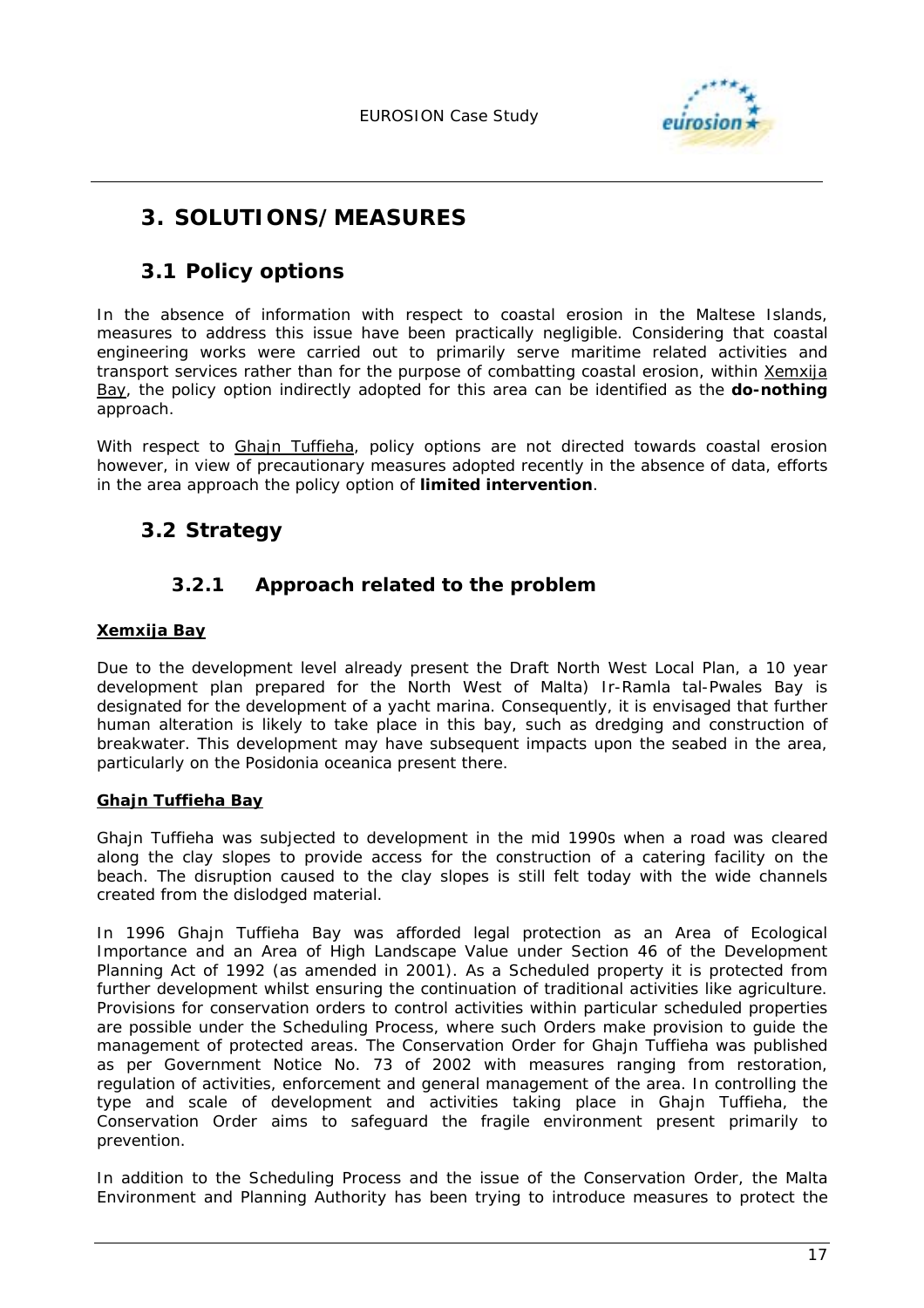# 3. SOLUTIONS/MEASURES

## 3.1 Policy options

In the absence of information with respect to coastal erosion in the Maltese Islands, measures to address this issue have been practically negligible. Considering that coastal engineering works were carried out to primarily serve maritime related activities and transport services rather than for the purpose of combatting coastal erosion, within Xemxija Bay, the policy option indirectly adopted for this area can be identified as the **do-nothing** approach.

With respect to Ghajn Tuffieha, policy options are not directed towards coastal erosion however, in view of precautionary measures adopted recently in the absence of data, efforts in the area approach the policy option of **limited intervention**.

## 3.2 Strategy

### 3.2.1 Approach related to the problem

**Xemxija Bay**

Due to the development level already present the Draft North West Local Plan, a 10 year development plan prepared for the North West of Malta) Ir-Ramla tal-Pwales Bay is designated for the development of a yacht marina. Consequently, it is envisaged that further human alteration is likely to take place in this bay, such as dredging and construction of breakwater. This development may have subsequent impacts upon the seabed in the area, particularly on the Posidonia oceanica present there.

**Ghajn Tuffieha Bay**

Ghajn Tuffieha was subjected to development in the mid 1990s when a road was cleared along the clay slopes to provide access for the construction of a catering facility on the beach. The disruption caused to the clay slopes is still felt today with the wide channels created from the dislodged material.

In 1996 Ghajn Tuffieha Bay was afforded legal protection as an Area of Ecological Importance and an Area of High Landscape Value under Section 46 of the Development Planning Act of 1992 (as amended in 2001). As a Scheduled property it is protected from further development whilst ensuring the continuation of traditional activities like agriculture. Provisions for conservation orders to control activities within particular scheduled properties are possible under the Scheduling Process, where such Orders make provision to guide the management of protected areas. The Conservation Order for Ghajn Tuffieha was published as per Government Notice No. 73 of 2002 with measures ranging from restoration, regulation of activities, enforcement and general management of the area. In controlling the type and scale of development and activities taking place in Ghajn Tuffieha, the Conservation Order aims to safeguard the fragile environment present primarily to prevention.

In addition to the Scheduling Process and the issue of the Conservation Order, the Malta Environment and Planning Authority has been trying to introduce measures to protect the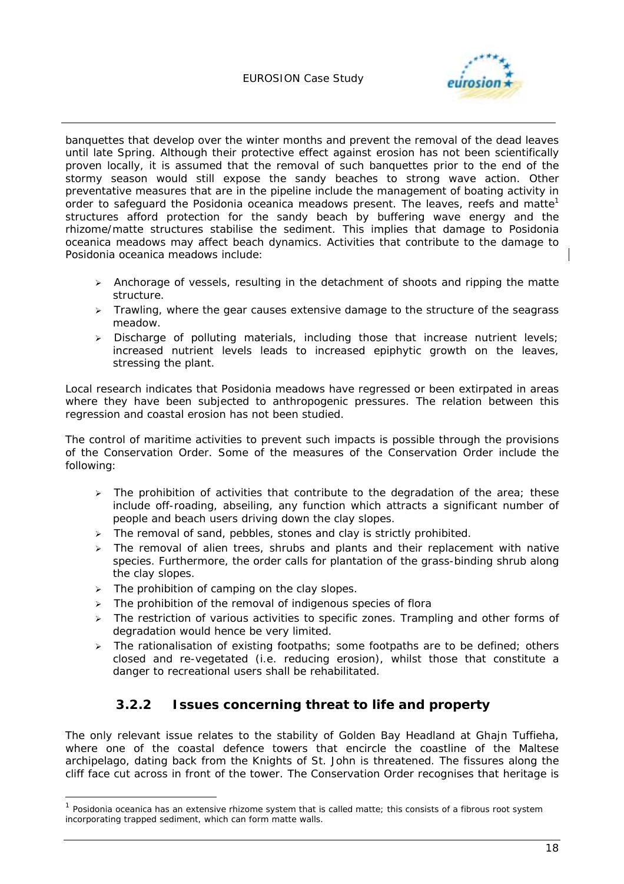banquettes that develop over the winter months and prevent the removal of the dead leaves until late Spring. Although their protective effect against erosion has not been scientifically proven locally, it is assumed that the removal of such banquettes prior to the end of the stormy season would still expose the sandy beaches to strong wave action. Other preventative measures that are in the pipeline include the management of boating activity in order to safeguard the Posidonia oceanica meadows present. The leaves, reefs and matte[1] structures afford protection for the sandy beach by buffering wave energy and the rhizome/matte structures stabilise the sediment. This implies that damage to Posidonia oceanica meadows may affect beach dynamics. Activities that contribute to the damage to Posidonia oceanica meadows include:

- Anchorage of vessels, resulting in the detachment of shoots and ripping the matte structure.
- Trawling, where the gear causes extensive damage to the structure of the seagrass meadow.
- Discharge of polluting materials, including those that increase nutrient levels; increased nutrient levels leads to increased epiphytic growth on the leaves, stressing the plant.

Local research indicates that Posidonia meadows have regressed or been extirpated in areas where they have been subjected to anthropogenic pressures. The relation between this regression and coastal erosion has not been studied.

The control of maritime activities to prevent such impacts is possible through the provisions of the Conservation Order. Some of the measures of the Conservation Order include the following:

- The prohibition of activities that contribute to the degradation of the area; these include off-roading, abseiling, any function which attracts a significant number of people and beach users driving down the clay slopes.
- The removal of sand, pebbles, stones and clay is strictly prohibited.
- The removal of alien trees, shrubs and plants and their replacement with native species. Furthermore, the order calls for plantation of the grass-binding shrub along the clay slopes.
- The prohibition of camping on the clay slopes.
- The prohibition of the removal of indigenous species of flora
- The restriction of various activities to specific zones. Trampling and other forms of degradation would hence be very limited.
- The rationalisation of existing footpaths; some footpaths are to be defined; others closed and re-vegetated (i.e. reducing erosion), whilst those that constitute a danger to recreational users shall be rehabilitated.

### 3.2.2 Issues concerning threat to life and property

The only relevant issue relates to the stability of Golden Bay Headland at Ghajn Tuffieha, where one of the coastal defence towers that encircle the coastline of the Maltese archipelago, dating back from the Knights of St. John is threatened. The fissures along the cliff face cut across in front of the tower. The Conservation Order recognises that heritage is

---

[1] Posidonia oceanica has an extensive rhizome system that is called matte; this consists of a fibrous root system incorporating trapped sediment, which can form matte walls.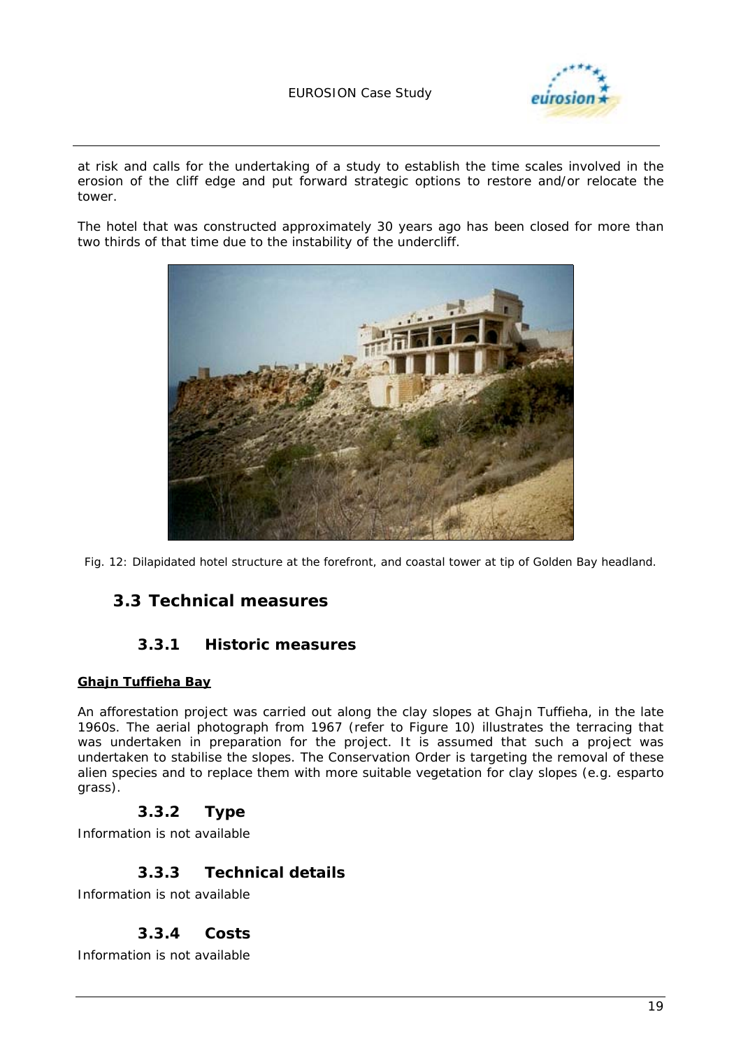at risk and calls for the undertaking of a study to establish the time scales involved in the erosion of the cliff edge and put forward strategic options to restore and/or relocate the tower.

The hotel that was constructed approximately 30 years ago has been closed for more than two thirds of that time due to the instability of the undercliff.

*Fig. 12: Dilapidated hotel structure at the forefront, and coastal tower at tip of Golden Bay headland.*

## 3.3 Technical measures

### 3.3.1 Historic measures

**Ghajn Tuffieha Bay**

An afforestation project was carried out along the clay slopes at Ghajn Tuffieha, in the late 1960s. The aerial photograph from 1967 (refer to Figure 10) illustrates the terracing that was undertaken in preparation for the project. It is assumed that such a project was undertaken to stabilise the slopes. The Conservation Order is targeting the removal of these alien species and to replace them with more suitable vegetation for clay slopes (e.g. esparto grass).

### 3.3.2 Type

*Information is not available*

### 3.3.3 Technical details

*Information is not available*

### 3.3.4 Costs

*Information is not available*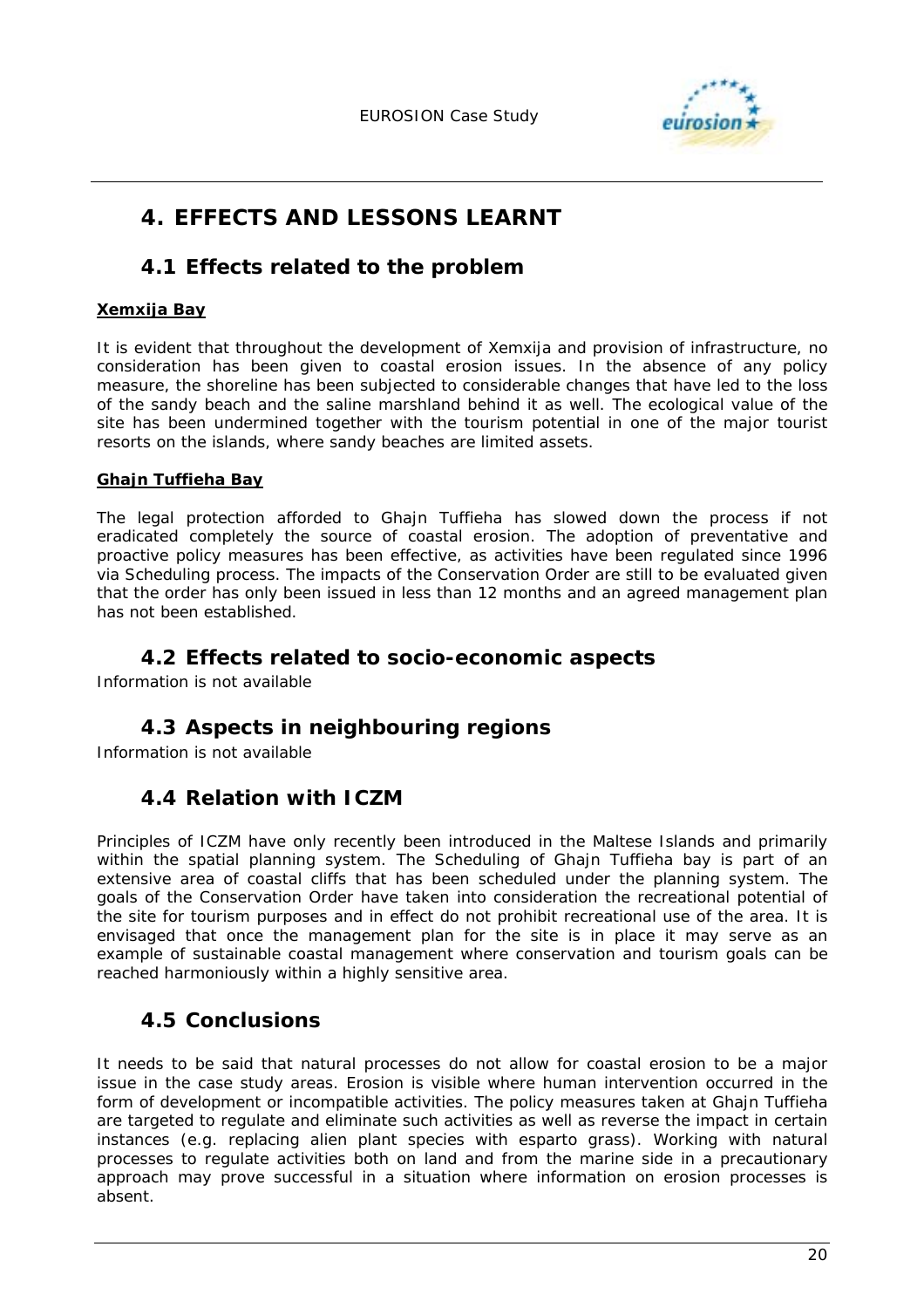# 4. EFFECTS AND LESSONS LEARNT

## 4.1 Effects related to the problem

**Xemxija Bay**

It is evident that throughout the development of Xemxija and provision of infrastructure, no consideration has been given to coastal erosion issues. In the absence of any policy measure, the shoreline has been subjected to considerable changes that have led to the loss of the sandy beach and the saline marshland behind it as well. The ecological value of the site has been undermined together with the tourism potential in one of the major tourist resorts on the islands, where sandy beaches are limited assets.

**Ghajn Tuffieha Bay**

The legal protection afforded to Ghajn Tuffieha has slowed down the process if not eradicated completely the source of coastal erosion. The adoption of preventative and proactive policy measures has been effective, as activities have been regulated since 1996 via Scheduling process. The impacts of the Conservation Order are still to be evaluated given that the order has only been issued in less than 12 months and an agreed management plan has not been established.

## 4.2 Effects related to socio-economic aspects

Information is not available

## 4.3 Aspects in neighbouring regions

Information is not available

## 4.4 Relation with ICZM

Principles of ICZM have only recently been introduced in the Maltese Islands and primarily within the spatial planning system. The Scheduling of Ghajn Tuffieha bay is part of an extensive area of coastal cliffs that has been scheduled under the planning system. The goals of the Conservation Order have taken into consideration the recreational potential of the site for tourism purposes and in effect do not prohibit recreational use of the area. It is envisaged that once the management plan for the site is in place it may serve as an example of sustainable coastal management where conservation and tourism goals can be reached harmoniously within a highly sensitive area.

## 4.5 Conclusions

It needs to be said that natural processes do not allow for coastal erosion to be a major issue in the case study areas. Erosion is visible where human intervention occurred in the form of development or incompatible activities. The policy measures taken at Ghajn Tuffieha are targeted to regulate and eliminate such activities as well as reverse the impact in certain instances (e.g. replacing alien plant species with esparto grass). Working with natural processes to regulate activities both on land and from the marine side in a precautionary approach may prove successful in a situation where information on erosion processes is absent.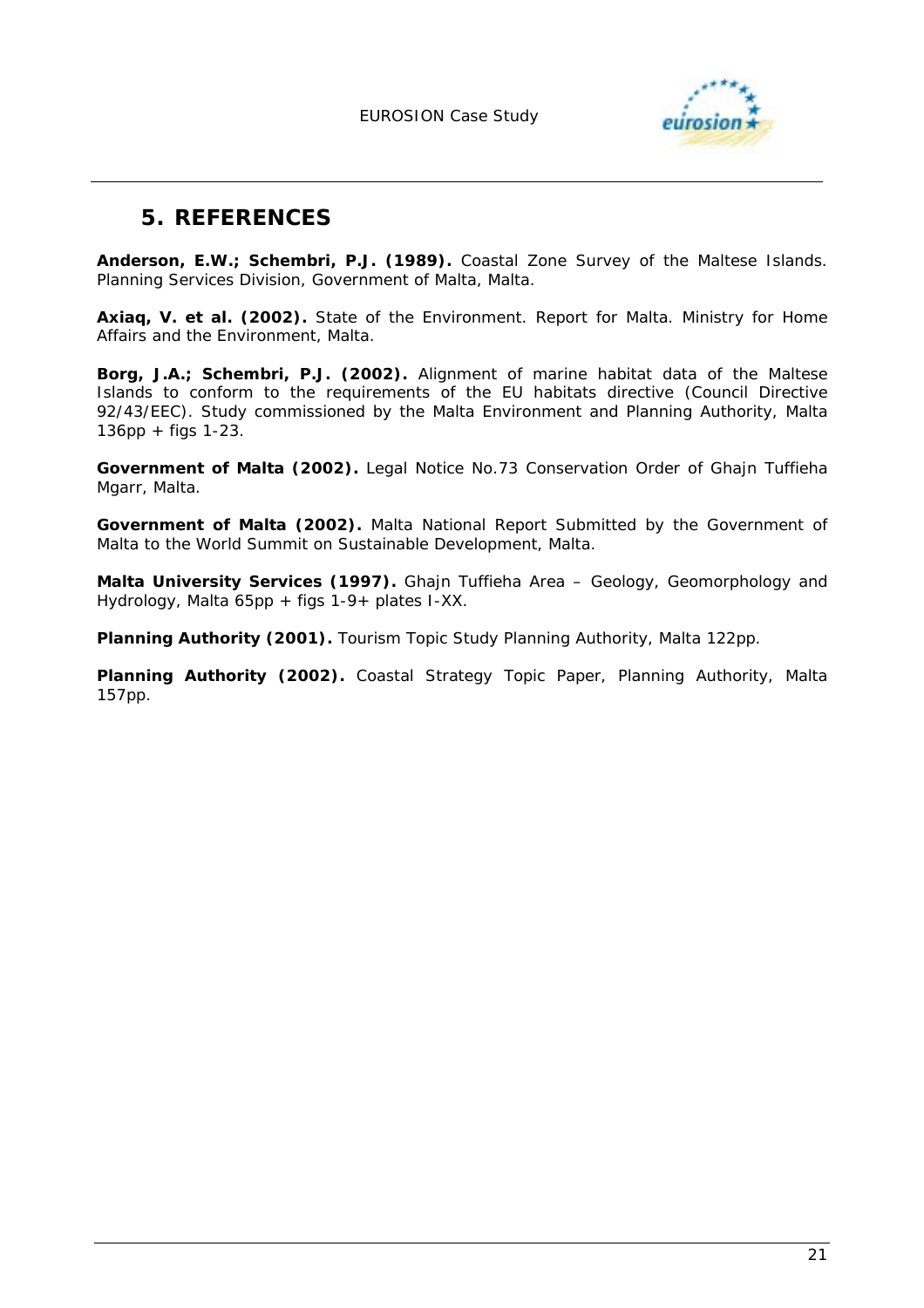## 5. REFERENCES

**Anderson, E.W.; Schembri, P.J. (1989).** Coastal Zone Survey of the Maltese Islands. Planning Services Division, Government of Malta, Malta.

**Axiaq, V. et al. (2002).** State of the Environment. Report for Malta. Ministry for Home Affairs and the Environment, Malta.

**Borg, J.A.; Schembri, P.J. (2002).** Alignment of marine habitat data of the Maltese Islands to conform to the requirements of the EU habitats directive (Council Directive 92/43/EEC). Study commissioned by the Malta Environment and Planning Authority, Malta 136pp + figs 1-23.

**Government of Malta (2002).** Legal Notice No.73 Conservation Order of Ghajn Tuffieha Mgarr, Malta.

**Government of Malta (2002).** Malta National Report Submitted by the Government of Malta to the World Summit on Sustainable Development, Malta.

**Malta University Services (1997).** Ghajn Tuffieha Area – Geology, Geomorphology and Hydrology, Malta 65pp + figs 1-9+ plates I-XX.

**Planning Authority (2001).** Tourism Topic Study Planning Authority, Malta 122pp.

**Planning Authority (2002).** Coastal Strategy Topic Paper, Planning Authority, Malta 157pp.